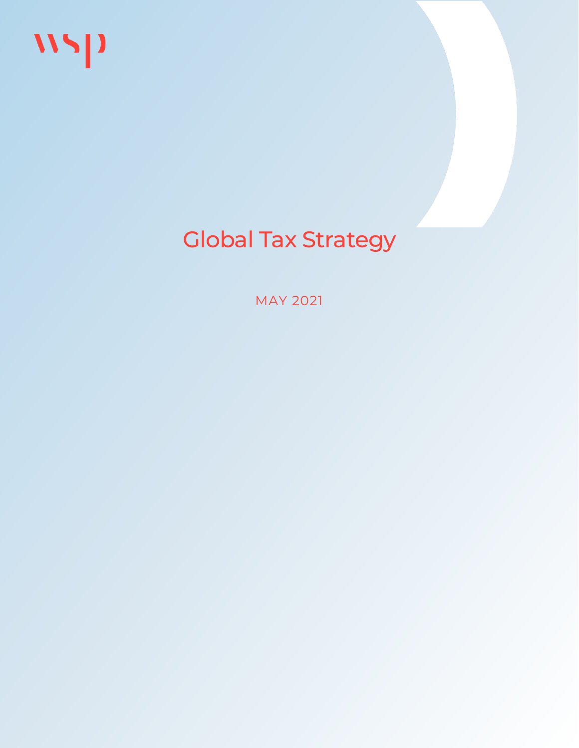wsp

# Global Tax Strategy

MAY 2021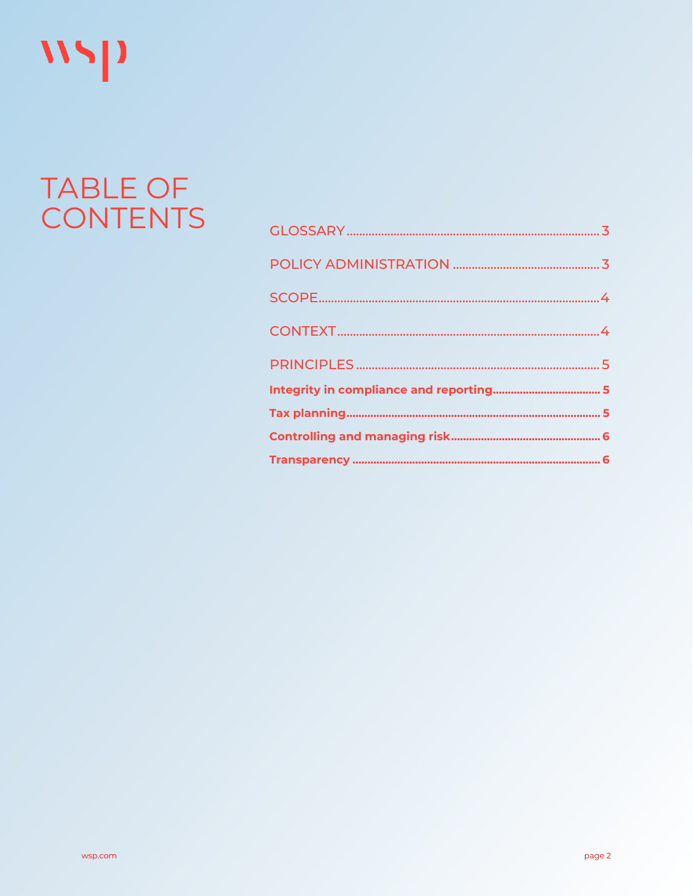# TABLE OF CONTENTS

GLOSSARY ........................................................................ 3

POLICY ADMINISTRATION ............................................. 3

SCOPE ............................................................................... 4

CONTEXT .......................................................................... 4

PRINCIPLES ..................................................................... 5

**Integrity in compliance and reporting .................................. 5**

**Tax planning ..................................................................... 5**

**Controlling and managing risk ............................................ 6**

**Transparency .................................................................... 6**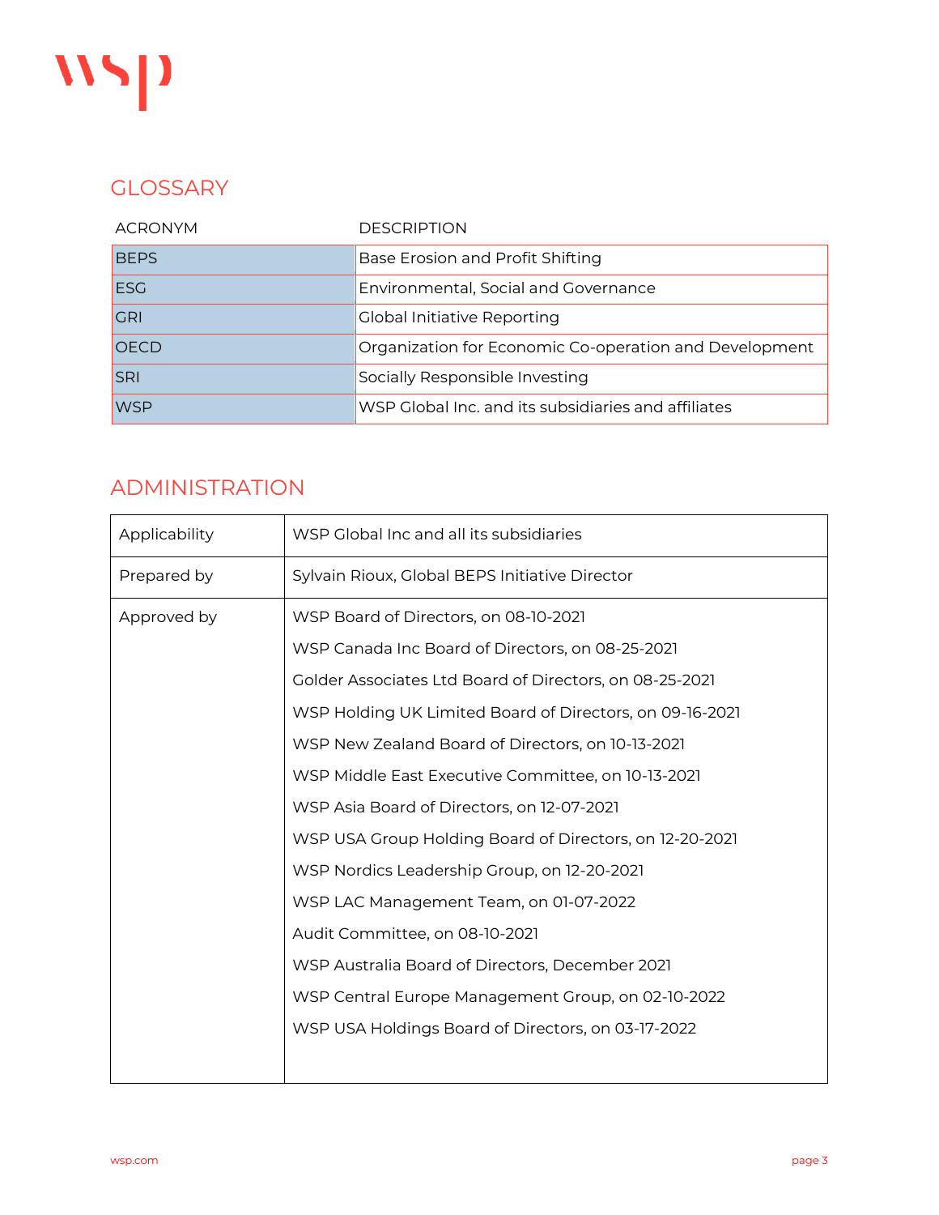## GLOSSARY

| ACRONYM | DESCRIPTION |
|---|---|
| BEPS | Base Erosion and Profit Shifting |
| ESG | Environmental, Social and Governance |
| GRI | Global Initiative Reporting |
| OECD | Organization for Economic Co-operation and Development |
| SRI | Socially Responsible Investing |
| WSP | WSP Global Inc. and its subsidiaries and affiliates |

## ADMINISTRATION

| | |
|---|---|
| Applicability | WSP Global Inc and all its subsidiaries |
| Prepared by | Sylvain Rioux, Global BEPS Initiative Director |
| Approved by | WSP Board of Directors, on 08-10-2021<br>WSP Canada Inc Board of Directors, on 08-25-2021<br>Golder Associates Ltd Board of Directors, on 08-25-2021<br>WSP Holding UK Limited Board of Directors, on 09-16-2021<br>WSP New Zealand Board of Directors, on 10-13-2021<br>WSP Middle East Executive Committee, on 10-13-2021<br>WSP Asia Board of Directors, on 12-07-2021<br>WSP USA Group Holding Board of Directors, on 12-20-2021<br>WSP Nordics Leadership Group, on 12-20-2021<br>WSP LAC Management Team, on 01-07-2022<br>Audit Committee, on 08-10-2021<br>WSP Australia Board of Directors, December 2021<br>WSP Central Europe Management Group, on 02-10-2022<br>WSP USA Holdings Board of Directors, on 03-17-2022 |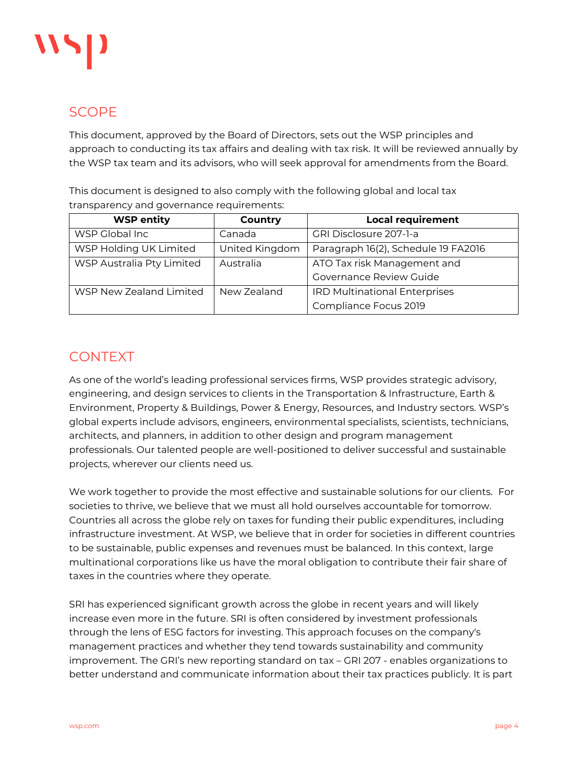## SCOPE

This document, approved by the Board of Directors, sets out the WSP principles and approach to conducting its tax affairs and dealing with tax risk. It will be reviewed annually by the WSP tax team and its advisors, who will seek approval for amendments from the Board.

This document is designed to also comply with the following global and local tax transparency and governance requirements:

| WSP entity | Country | Local requirement |
|---|---|---|
| WSP Global Inc | Canada | GRI Disclosure 207-1-a |
| WSP Holding UK Limited | United Kingdom | Paragraph 16(2), Schedule 19 FA2016 |
| WSP Australia Pty Limited | Australia | ATO Tax risk Management and Governance Review Guide |
| WSP New Zealand Limited | New Zealand | IRD Multinational Enterprises Compliance Focus 2019 |

## CONTEXT

As one of the world's leading professional services firms, WSP provides strategic advisory, engineering, and design services to clients in the Transportation & Infrastructure, Earth & Environment, Property & Buildings, Power & Energy, Resources, and Industry sectors. WSP's global experts include advisors, engineers, environmental specialists, scientists, technicians, architects, and planners, in addition to other design and program management professionals. Our talented people are well-positioned to deliver successful and sustainable projects, wherever our clients need us.

We work together to provide the most effective and sustainable solutions for our clients. For societies to thrive, we believe that we must all hold ourselves accountable for tomorrow. Countries all across the globe rely on taxes for funding their public expenditures, including infrastructure investment. At WSP, we believe that in order for societies in different countries to be sustainable, public expenses and revenues must be balanced. In this context, large multinational corporations like us have the moral obligation to contribute their fair share of taxes in the countries where they operate.

SRI has experienced significant growth across the globe in recent years and will likely increase even more in the future. SRI is often considered by investment professionals through the lens of ESG factors for investing. This approach focuses on the company's management practices and whether they tend towards sustainability and community improvement. The GRI's new reporting standard on tax – GRI 207 - enables organizations to better understand and communicate information about their tax practices publicly. It is part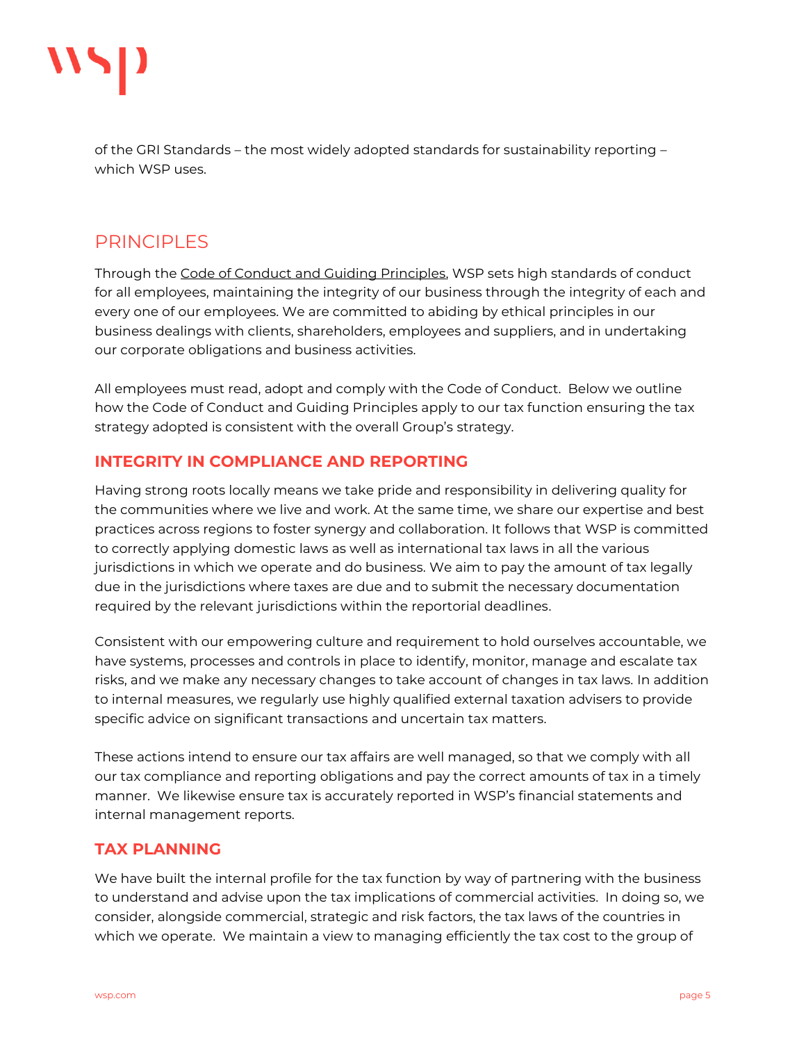of the GRI Standards – the most widely adopted standards for sustainability reporting – which WSP uses.

## PRINCIPLES

Through the Code of Conduct and Guiding Principles, WSP sets high standards of conduct for all employees, maintaining the integrity of our business through the integrity of each and every one of our employees. We are committed to abiding by ethical principles in our business dealings with clients, shareholders, employees and suppliers, and in undertaking our corporate obligations and business activities.

All employees must read, adopt and comply with the Code of Conduct. Below we outline how the Code of Conduct and Guiding Principles apply to our tax function ensuring the tax strategy adopted is consistent with the overall Group's strategy.

### INTEGRITY IN COMPLIANCE AND REPORTING

Having strong roots locally means we take pride and responsibility in delivering quality for the communities where we live and work. At the same time, we share our expertise and best practices across regions to foster synergy and collaboration. It follows that WSP is committed to correctly applying domestic laws as well as international tax laws in all the various jurisdictions in which we operate and do business. We aim to pay the amount of tax legally due in the jurisdictions where taxes are due and to submit the necessary documentation required by the relevant jurisdictions within the reportorial deadlines.

Consistent with our empowering culture and requirement to hold ourselves accountable, we have systems, processes and controls in place to identify, monitor, manage and escalate tax risks, and we make any necessary changes to take account of changes in tax laws. In addition to internal measures, we regularly use highly qualified external taxation advisers to provide specific advice on significant transactions and uncertain tax matters.

These actions intend to ensure our tax affairs are well managed, so that we comply with all our tax compliance and reporting obligations and pay the correct amounts of tax in a timely manner. We likewise ensure tax is accurately reported in WSP's financial statements and internal management reports.

### TAX PLANNING

We have built the internal profile for the tax function by way of partnering with the business to understand and advise upon the tax implications of commercial activities. In doing so, we consider, alongside commercial, strategic and risk factors, the tax laws of the countries in which we operate. We maintain a view to managing efficiently the tax cost to the group of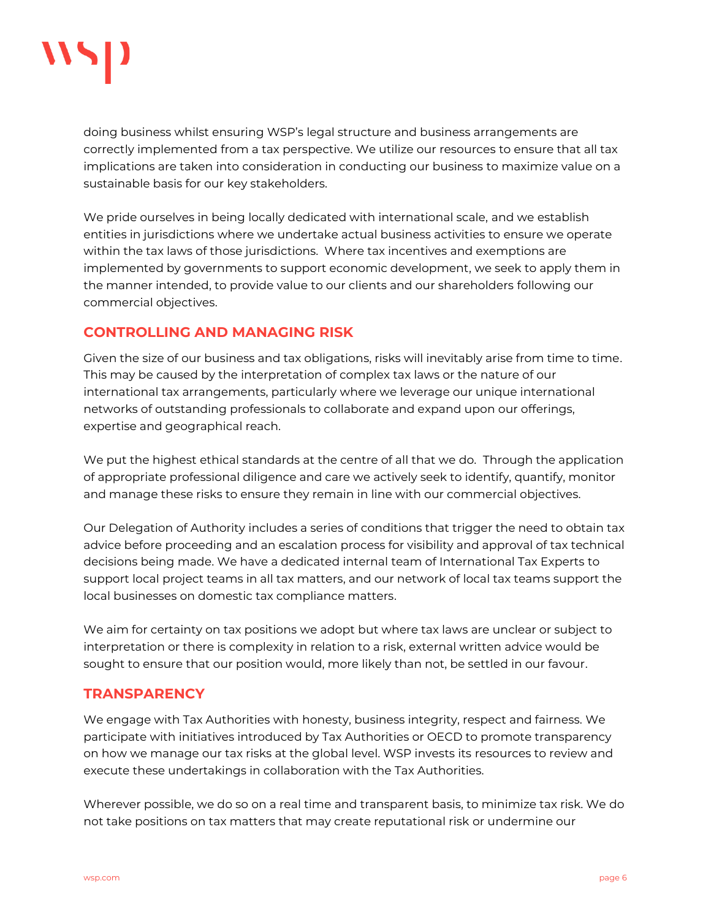doing business whilst ensuring WSP's legal structure and business arrangements are correctly implemented from a tax perspective. We utilize our resources to ensure that all tax implications are taken into consideration in conducting our business to maximize value on a sustainable basis for our key stakeholders.

We pride ourselves in being locally dedicated with international scale, and we establish entities in jurisdictions where we undertake actual business activities to ensure we operate within the tax laws of those jurisdictions. Where tax incentives and exemptions are implemented by governments to support economic development, we seek to apply them in the manner intended, to provide value to our clients and our shareholders following our commercial objectives.

## CONTROLLING AND MANAGING RISK

Given the size of our business and tax obligations, risks will inevitably arise from time to time. This may be caused by the interpretation of complex tax laws or the nature of our international tax arrangements, particularly where we leverage our unique international networks of outstanding professionals to collaborate and expand upon our offerings, expertise and geographical reach.

We put the highest ethical standards at the centre of all that we do. Through the application of appropriate professional diligence and care we actively seek to identify, quantify, monitor and manage these risks to ensure they remain in line with our commercial objectives.

Our Delegation of Authority includes a series of conditions that trigger the need to obtain tax advice before proceeding and an escalation process for visibility and approval of tax technical decisions being made. We have a dedicated internal team of International Tax Experts to support local project teams in all tax matters, and our network of local tax teams support the local businesses on domestic tax compliance matters.

We aim for certainty on tax positions we adopt but where tax laws are unclear or subject to interpretation or there is complexity in relation to a risk, external written advice would be sought to ensure that our position would, more likely than not, be settled in our favour.

## TRANSPARENCY

We engage with Tax Authorities with honesty, business integrity, respect and fairness. We participate with initiatives introduced by Tax Authorities or OECD to promote transparency on how we manage our tax risks at the global level. WSP invests its resources to review and execute these undertakings in collaboration with the Tax Authorities.

Wherever possible, we do so on a real time and transparent basis, to minimize tax risk. We do not take positions on tax matters that may create reputational risk or undermine our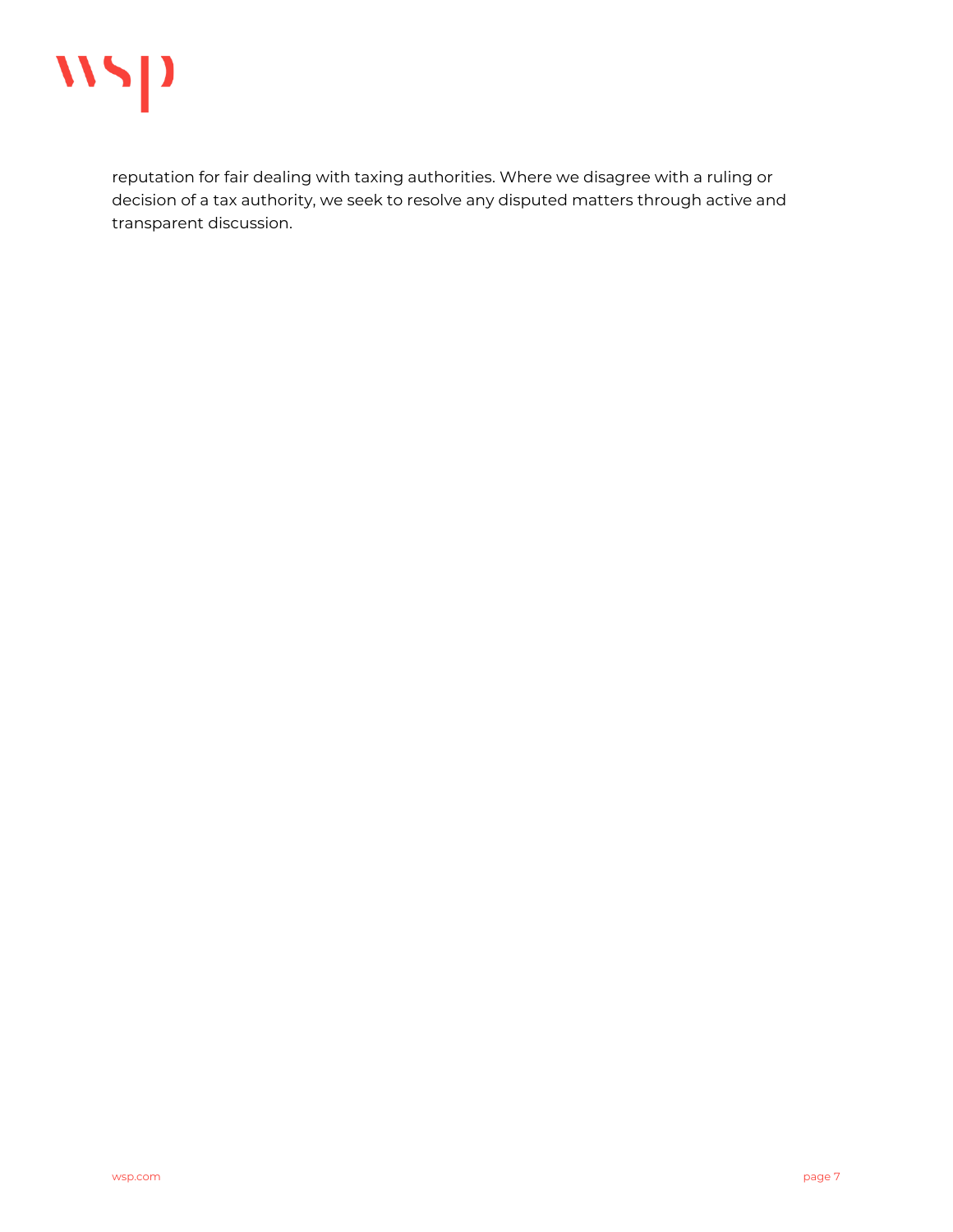reputation for fair dealing with taxing authorities. Where we disagree with a ruling or decision of a tax authority, we seek to resolve any disputed matters through active and transparent discussion.